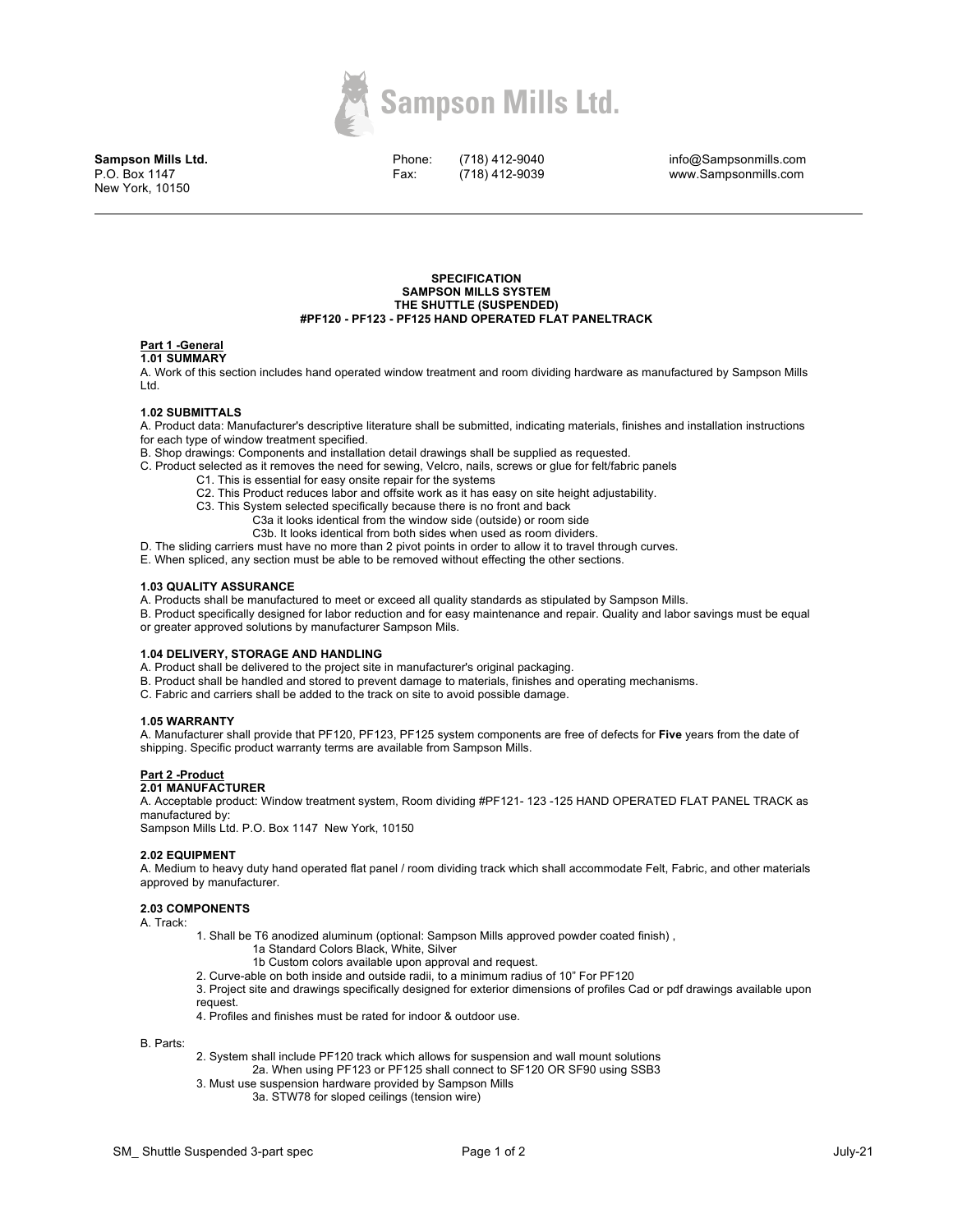**Sampson Mills Ltd.**
P.O. Box 1147
New York, 10150

Phone: (718) 412-9040
Fax: (718) 412-9039

info@Sampsonmills.com
www.Sampsonmills.com

---

**SPECIFICATION**
**SAMPSON MILLS SYSTEM**
**THE SHUTTLE (SUSPENDED)**
**#PF120 - PF123 - PF125 HAND OPERATED FLAT PANELTRACK**

## Part 1 -General

### 1.01 SUMMARY

A. Work of this section includes hand operated window treatment and room dividing hardware as manufactured by Sampson Mills Ltd.

### 1.02 SUBMITTALS

A. Product data: Manufacturer's descriptive literature shall be submitted, indicating materials, finishes and installation instructions for each type of window treatment specified.
B. Shop drawings: Components and installation detail drawings shall be supplied as requested.
C. Product selected as it removes the need for sewing, Velcro, nails, screws or glue for felt/fabric panels
- C1. This is essential for easy onsite repair for the systems
- C2. This Product reduces labor and offsite work as it has easy on site height adjustability.
- C3. This System selected specifically because there is no front and back
  - C3a it looks identical from the window side (outside) or room side
  - C3b. It looks identical from both sides when used as room dividers.

D. The sliding carriers must have no more than 2 pivot points in order to allow it to travel through curves.
E. When spliced, any section must be able to be removed without effecting the other sections.

### 1.03 QUALITY ASSURANCE

A. Products shall be manufactured to meet or exceed all quality standards as stipulated by Sampson Mills.
B. Product specifically designed for labor reduction and for easy maintenance and repair. Quality and labor savings must be equal or greater approved solutions by manufacturer Sampson Mils.

### 1.04 DELIVERY, STORAGE AND HANDLING

A. Product shall be delivered to the project site in manufacturer's original packaging.
B. Product shall be handled and stored to prevent damage to materials, finishes and operating mechanisms.
C. Fabric and carriers shall be added to the track on site to avoid possible damage.

### 1.05 WARRANTY

A. Manufacturer shall provide that PF120, PF123, PF125 system components are free of defects for **Five** years from the date of shipping. Specific product warranty terms are available from Sampson Mills.

## Part 2 -Product

### 2.01 MANUFACTURER

A. Acceptable product: Window treatment system, Room dividing #PF121- 123 -125 HAND OPERATED FLAT PANEL TRACK as manufactured by:
Sampson Mills Ltd. P.O. Box 1147 New York, 10150

### 2.02 EQUIPMENT

A. Medium to heavy duty hand operated flat panel / room dividing track which shall accommodate Felt, Fabric, and other materials approved by manufacturer.

### 2.03 COMPONENTS

A. Track:
1. Shall be T6 anodized aluminum (optional: Sampson Mills approved powder coated finish) ,
   - 1a Standard Colors Black, White, Silver
   - 1b Custom colors available upon approval and request.
2. Curve-able on both inside and outside radii, to a minimum radius of 10" For PF120
3. Project site and drawings specifically designed for exterior dimensions of profiles Cad or pdf drawings available upon request.
4. Profiles and finishes must be rated for indoor & outdoor use.

B. Parts:
2. System shall include PF120 track which allows for suspension and wall mount solutions
   - 2a. When using PF123 or PF125 shall connect to SF120 OR SF90 using SSB3
3. Must use suspension hardware provided by Sampson Mills
   - 3a. STW78 for sloped ceilings (tension wire)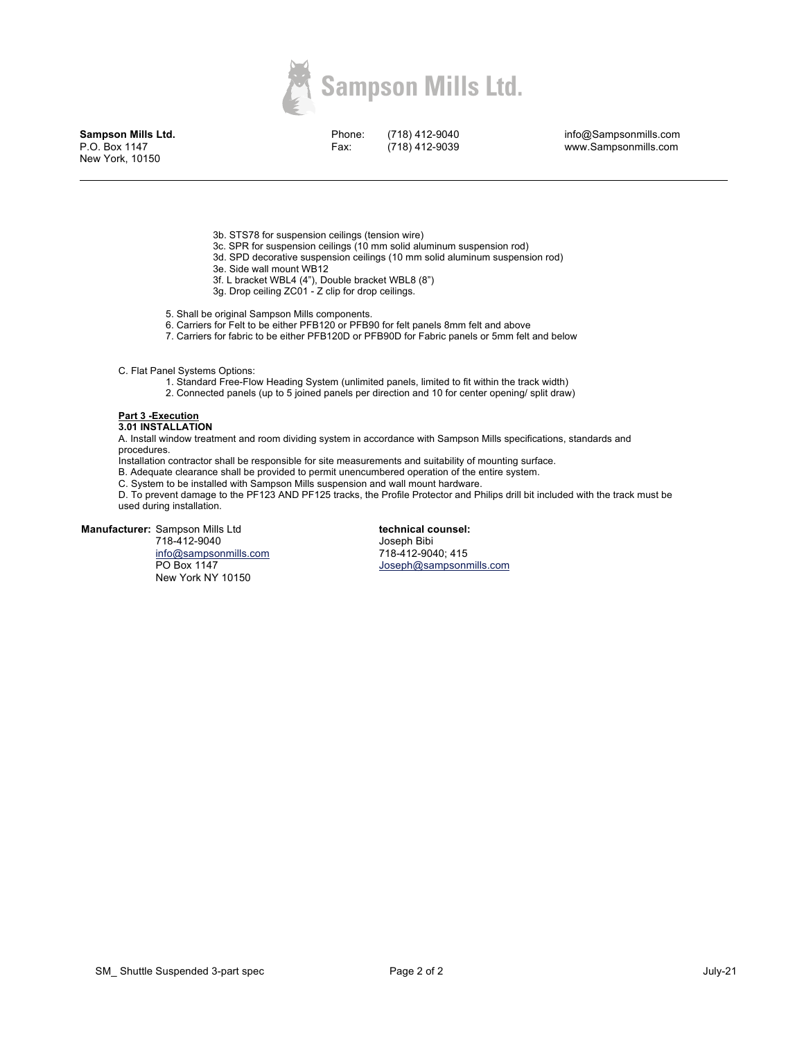3b. STS78 for suspension ceilings (tension wire)
3c. SPR for suspension ceilings (10 mm solid aluminum suspension rod)
3d. SPD decorative suspension ceilings (10 mm solid aluminum suspension rod)
3e. Side wall mount WB12
3f. L bracket WBL4 (4”), Double bracket WBL8 (8”)
3g. Drop ceiling ZC01 - Z clip for drop ceilings.

5. Shall be original Sampson Mills components.
6. Carriers for Felt to be either PFB120 or PFB90 for felt panels 8mm felt and above
7. Carriers for fabric to be either PFB120D or PFB90D for Fabric panels or 5mm felt and below

C. Flat Panel Systems Options:

1. Standard Free-Flow Heading System (unlimited panels, limited to fit within the track width)
2. Connected panels (up to 5 joined panels per direction and 10 for center opening/ split draw)

**Part 3 -Execution**

**3.01 INSTALLATION**

A. Install window treatment and room dividing system in accordance with Sampson Mills specifications, standards and procedures.
Installation contractor shall be responsible for site measurements and suitability of mounting surface.
B. Adequate clearance shall be provided to permit unencumbered operation of the entire system.
C. System to be installed with Sampson Mills suspension and wall mount hardware.
D. To prevent damage to the PF123 AND PF125 tracks, the Profile Protector and Philips drill bit included with the track must be used during installation.

**Manufacturer:** Sampson Mills Ltd
718-412-9040
info@sampsonmills.com
PO Box 1147
New York NY 10150

**technical counsel:**
Joseph Bibi
718-412-9040; 415
Joseph@sampsonmills.com